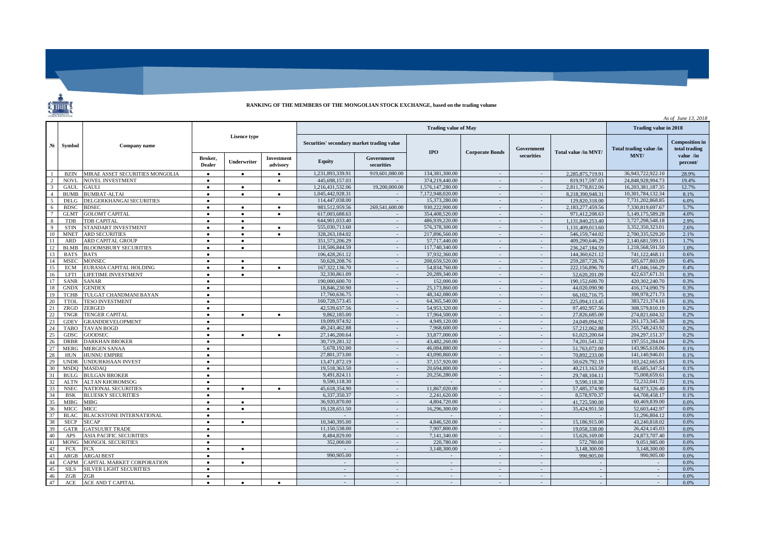**RANKING OF THE MEMBERS OF THE MONGOLIAN STOCK EXCHANGE, based on the trading volume**

*As of June 13, 2018*

| № | Symbol | Company name | Lisence type | | | Trading value of May | | | | | | Trading value in 2018 | |
|---|---|---|---|---|---|---|---|---|---|---|---|---|---|
| | | | | | | Securities' secondary market trading value | | IPO | Corporate Bonds | Government securities | Total value /in MNT/ | Total trading value /in MNT/ | Composition in total trading value /in percent/ |
| | | | Broker, Dealer | Underwriter | Investment advisory | Equity | Government securities | | | | | | |
| 1 | BZIN | MIRAE ASSET SECURITIES MONGOLIA | ● | ● | ● | 1,231,893,339.91 | 919,601,080.00 | 134,381,300.00 | - | - | 2,285,875,719.91 | 36,943,722,922.10 | 28.9% |
| 2 | NOVL | NOVEL INVESTMENT | ● | | ● | 445,698,157.03 | - | 374,219,440.00 | - | - | 819,917,597.03 | 24,848,928,994.73 | 19.4% |
| 3 | GAUL | GAULI | ● | ● | | 1,216,431,532.06 | 19,200,000.00 | 1,576,147,280.00 | - | - | 2,811,778,812.06 | 16,203,381,187.35 | 12.7% |
| 4 | BUMB | BUMBAT-ALTAI | ● | ● | ● | 1,045,442,928.31 | - | 7,172,948,020.00 | - | - | 8,218,390,948.31 | 10,301,784,132.34 | 8.1% |
| 5 | DELG | DELGERKHANGAI SECURITIES | ● | | | 114,447,038.00 | - | 15,373,280.00 | - | - | 129,820,318.00 | 7,731,202,868.85 | 6.0% |
| 6 | BDSC | BDSEC | ● | ● | ● | 983,512,959.56 | 269,541,600.00 | 930,222,900.00 | - | - | 2,183,277,459.56 | 7,330,819,697.67 | 5.7% |
| 7 | GLMT | GOLOMT CAPITAL | ● | ● | ● | 617,003,688.63 | - | 354,408,520.00 | - | - | 971,412,208.63 | 5,149,175,589.28 | 4.0% |
| 8 | TDB | TDB CAPITAL | ● | ● | | 644,901,033.40 | - | 486,939,220.00 | - | - | 1,131,840,253.40 | 3,727,298,548.18 | 2.9% |
| 9 | STIN | STANDART INVESTMENT | ● | ● | ● | 555,030,713.60 | - | 576,378,300.00 | - | - | 1,131,409,013.60 | 3,352,350,323.01 | 2.6% |
| 10 | MNET | ARD SECURITIES | ● | ● | ● | 328,263,184.02 | - | 217,896,560.00 | - | - | 546,159,744.02 | 2,700,335,529.20 | 2.1% |
| 11 | ARD | ARD CAPITAL GROUP | ● | ● | | 351,573,206.29 | - | 57,717,440.00 | - | - | 409,290,646.29 | 2,140,681,599.11 | 1.7% |
| 12 | BLMB | BLOOMSBURY SECURITIES | ● | ● | | 118,506,844.59 | - | 117,740,340.00 | - | - | 236,247,184.59 | 1,218,568,591.50 | 1.0% |
| 13 | BATS | BATS | ● | | | 106,428,261.12 | - | 37,932,360.00 | - | - | 144,360,621.12 | 741,122,468.11 | 0.6% |
| 14 | MSEC | MONSEC | ● | ● | | 50,628,208.76 | - | 208,659,520.00 | - | - | 259,287,728.76 | 505,677,803.09 | 0.4% |
| 15 | ECM | EURASIA CAPITAL HOLDING | ● | ● | ● | 167,322,136.70 | - | 54,834,760.00 | - | - | 222,156,896.70 | 471,046,166.29 | 0.4% |
| 16 | LFTI | LIFETIME INVESTMENT | ● | ● | | 32,330,861.09 | - | 20,289,340.00 | - | - | 52,620,201.09 | 422,637,671.31 | 0.3% |
| 17 | SANR | SANAR | ● | | | 190,000,600.70 | - | 152,000.00 | - | - | 190,152,600.70 | 420,302,240.70 | 0.3% |
| 18 | GNDX | GENDEX | ● | | | 18,846,230.90 | - | 25,173,860.00 | - | - | 44,020,090.90 | 416,174,090.79 | 0.3% |
| 19 | TCHB | TULGAT CHANDMANI BAYAN | ● | | | 17,760,636.75 | - | 48,342,080.00 | - | - | 66,102,716.75 | 398,978,271.73 | 0.3% |
| 20 | TTOL | TESO INVESTMENT | ● | | | 160,728,573.45 | - | 64,365,540.00 | - | - | 225,094,113.45 | 383,721,374.16 | 0.3% |
| 21 | ZRGD | ZERGED | ● | | | 42,539,637.56 | - | 54,953,320.00 | - | - | 97,492,957.56 | 308,579,810.19 | 0.2% |
| 22 | TNGR | TENGER CAPITAL | ● | ● | ● | 9,862,185.00 | - | 17,964,500.00 | - | - | 27,826,685.00 | 274,821,604.32 | 0.2% |
| 23 | GDEV | GRANDDEVELOPMENT | ● | | | 19,099,974.92 | - | 4,949,120.00 | - | - | 24,049,094.92 | 261,173,345.38 | 0.2% |
| 24 | TABO | TAVAN BOGD | ● | | | 49,243,462.88 | - | 7,968,600.00 | - | - | 57,212,062.88 | 255,748,243.92 | 0.2% |
| 25 | GDSC | GOODSEC | ● | ● | ● | 27,146,200.64 | - | 33,877,000.00 | - | - | 61,023,200.64 | 204,297,151.37 | 0.2% |
| 26 | DRBR | DARKHAN BROKER | ● | | | 30,719,281.32 | - | 43,482,260.00 | - | - | 74,201,541.32 | 197,551,284.04 | 0.2% |
| 27 | MERG | MERGEN SANAA | ● | | | 5,678,192.00 | - | 46,084,880.00 | - | - | 51,763,072.00 | 143,965,618.06 | 0.1% |
| 28 | HUN | HUNNU EMPIRE | ● | | | 27,801,373.00 | - | 43,090,860.00 | - | - | 70,892,233.00 | 141,140,946.01 | 0.1% |
| 29 | UNDR | UNDURKHAAN INVEST | ● | | | 13,471,872.19 | - | 37,157,920.00 | - | - | 50,629,792.19 | 103,242,665.83 | 0.1% |
| 30 | MSDQ | MASDAQ | ● | | | 19,518,363.50 | - | 20,694,800.00 | - | - | 40,213,163.50 | 85,685,347.54 | 0.1% |
| 31 | BULG | BULGAN BROKER | ● | | | 9,491,824.11 | - | 20,256,280.00 | - | - | 29,748,104.11 | 75,008,659.61 | 0.1% |
| 32 | ALTN | ALTAN KHOROMSOG | ● | | | 9,590,118.30 | - | - | - | - | 9,590,118.30 | 72,232,041.72 | 0.1% |
| 33 | NSEC | NATIONAL SECURITIES | ● | ● | ● | 45,618,354.90 | - | 11,867,020.00 | - | - | 57,485,374.90 | 64,973,326.40 | 0.1% |
| 34 | BSK | BLUESKY SECURITIES | ● | | | 6,337,350.37 | - | 2,241,620.00 | - | - | 8,578,970.37 | 64,708,458.17 | 0.1% |
| 35 | MIBG | MIBG | ● | ● | | 36,920,870.00 | - | 4,804,720.00 | - | - | 41,725,590.00 | 60,469,839.00 | 0.0% |
| 36 | MICC | MICC | ● | ● | | 19,128,651.50 | - | 16,296,300.00 | - | - | 35,424,951.50 | 52,603,442.97 | 0.0% |
| 37 | BLAC | BLACKSTONE INTERNATIONAL | ● | | | - | - | - | - | - | - | 51,296,804.12 | 0.0% |
| 38 | SECP | SECAP | ● | ● | | 10,340,395.00 | - | 4,846,520.00 | - | - | 15,186,915.00 | 43,240,818.02 | 0.0% |
| 39 | GATR | GATSUURT TRADE | ● | | | 11,150,538.00 | - | 7,907,800.00 | - | - | 19,058,338.00 | 26,424,145.03 | 0.0% |
| 40 | APS | ASIA PACIFIC SECURITIES | ● | | | 8,484,829.00 | - | 7,141,340.00 | - | - | 15,626,169.00 | 24,873,707.40 | 0.0% |
| 41 | MONG | MONGOL SECURITIES | ● | | | 352,000.00 | - | 220,780.00 | - | - | 572,780.00 | 9,051,985.00 | 0.0% |
| 42 | FCX | FCX | ● | ● | | - | - | 3,148,300.00 | - | - | 3,148,300.00 | 3,148,300.00 | 0.0% |
| 43 | ARGB | ARGAI BEST | ● | | | 990,905.00 | - | - | - | - | 990,905.00 | 990,905.00 | 0.0% |
| 44 | CAPM | CAPITAL MARKET CORPORATION | ● | ● | | - | - | - | - | - | - | - | 0.0% |
| 45 | SILS | SILVER LIGHT SECURITIES | ● | | | - | - | - | - | - | - | - | 0.0% |
| 46 | ZGB | ZGB | ● | | | - | - | - | - | - | - | - | 0.0% |
| 47 | ACE | ACE AND T CAPITAL | ● | ● | ● | - | - | - | - | - | - | - | 0.0% |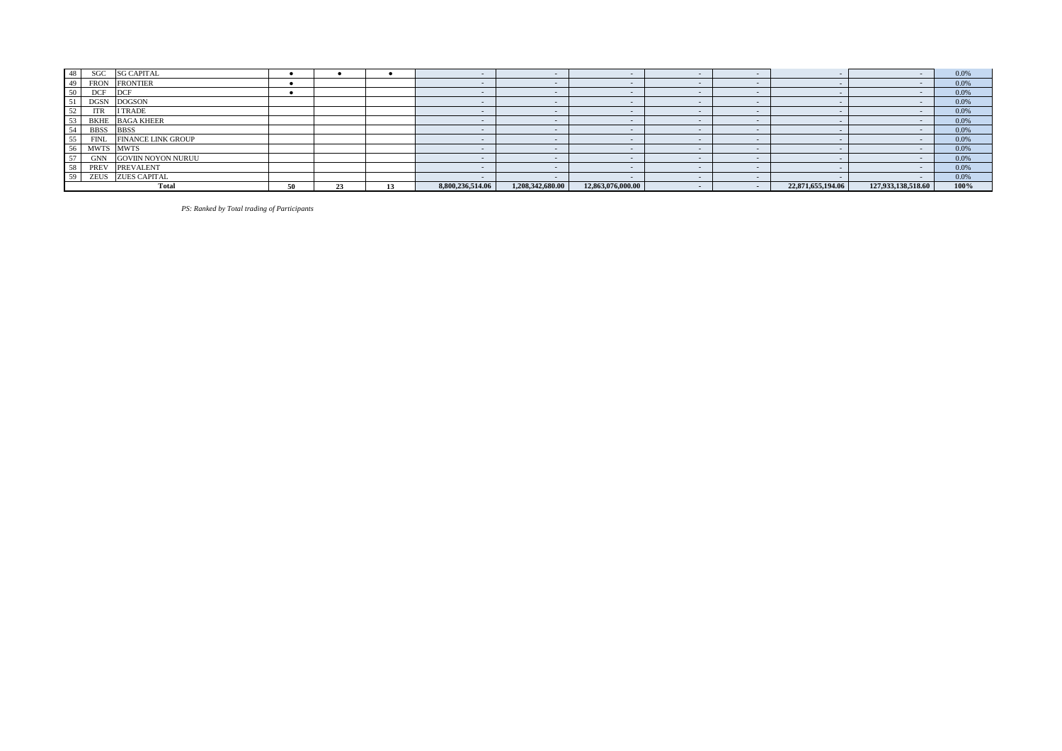| | | | | | | | | | | | | | |
|---|---|---|---|---|---|---|---|---|---|---|---|---|---|
| 48 | SGC | SG CAPITAL | ● | ● | ● | - | - | - | - | - | - | - | 0.0% |
| 49 | FRON | FRONTIER | ● | | | - | - | - | - | - | - | - | 0.0% |
| 50 | DCF | DCF | ● | | | - | - | - | - | - | - | - | 0.0% |
| 51 | DGSN | DOGSON | | | | - | - | - | - | - | - | - | 0.0% |
| 52 | ITR | I TRADE | | | | - | - | - | - | - | - | - | 0.0% |
| 53 | BKHE | BAGA KHEER | | | | - | - | - | - | - | - | - | 0.0% |
| 54 | BBSS | BBSS | | | | - | - | - | - | - | - | - | 0.0% |
| 55 | FINL | FINANCE LINK GROUP | | | | - | - | - | - | - | - | - | 0.0% |
| 56 | MWTS | MWTS | | | | - | - | - | - | - | - | - | 0.0% |
| 57 | GNN | GOVIIN NOYON NURUU | | | | - | - | - | - | - | - | - | 0.0% |
| 58 | PREV | PREVALENT | | | | - | - | - | - | - | - | - | 0.0% |
| 59 | ZEUS | ZUES CAPITAL | | | | - | - | - | - | - | - | - | 0.0% |
| **Total** | | | **50** | **23** | **13** | **8,800,236,514.06** | **1,208,342,680.00** | **12,863,076,000.00** | **-** | **-** | **22,871,655,194.06** | **127,933,138,518.60** | **100%** |

*PS: Ranked by Total trading of Participants*